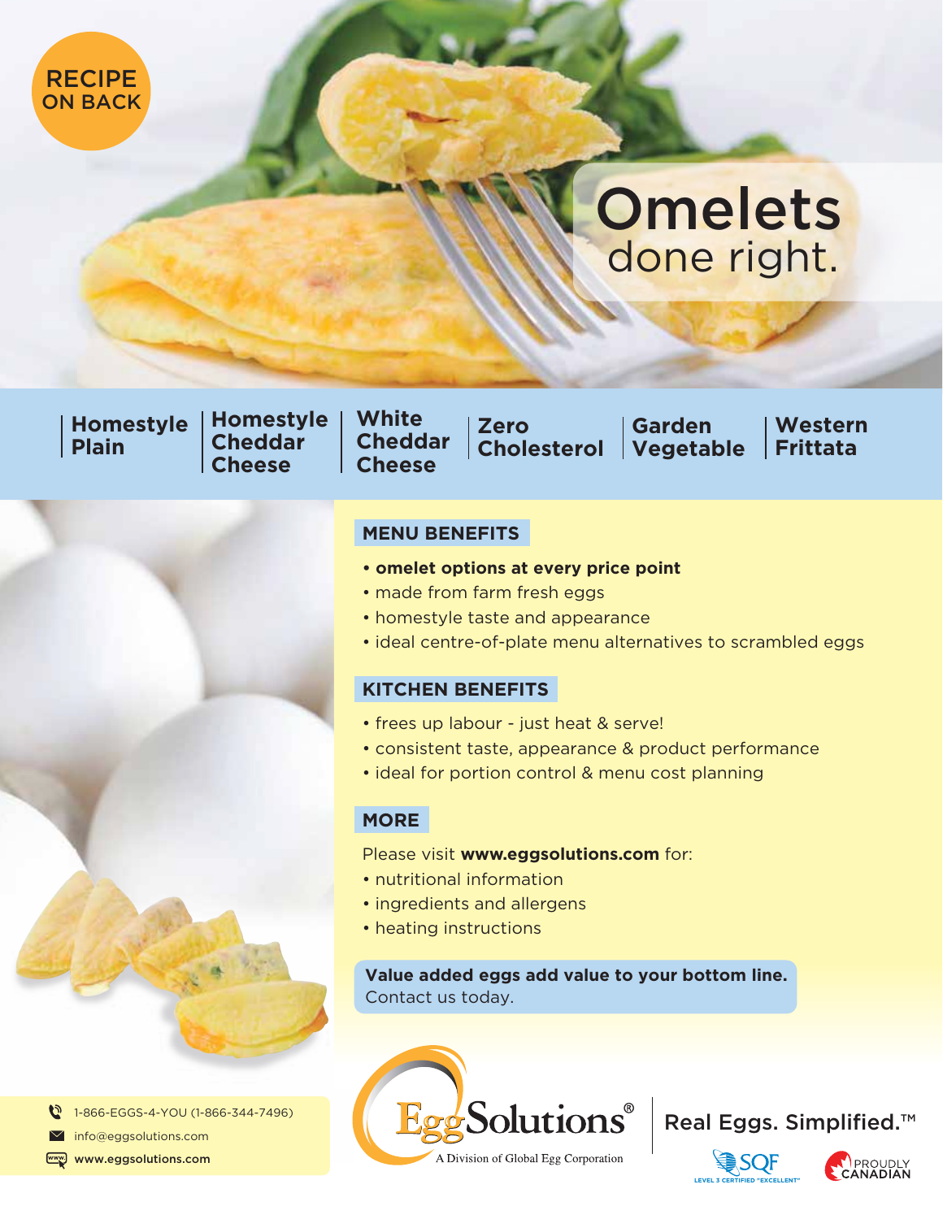RECIPE ON BACK

# Omelets
## done right.

**Homestyle Plain** | **Homestyle Cheddar Cheese** | **White Cheddar Cheese** | **Zero Cholesterol** | **Garden Vegetable** | **Western Frittata**

## MENU BENEFITS

- **omelet options at every price point**
- made from farm fresh eggs
- homestyle taste and appearance
- ideal centre-of-plate menu alternatives to scrambled eggs

## KITCHEN BENEFITS

- frees up labour - just heat & serve!
- consistent taste, appearance & product performance
- ideal for portion control & menu cost planning

## MORE

Please visit **www.eggsolutions.com** for:

- nutritional information
- ingredients and allergens
- heating instructions

**Value added eggs add value to your bottom line.**
Contact us today.

1-866-EGGS-4-YOU (1-866-344-7496)
info@eggsolutions.com
**www.eggsolutions.com**

EggSolutions®
A Division of Global Egg Corporation

Real Eggs. Simplified.™

SQF LEVEL 3 CERTIFIED "EXCELLENT"

PROUDLY CANADIAN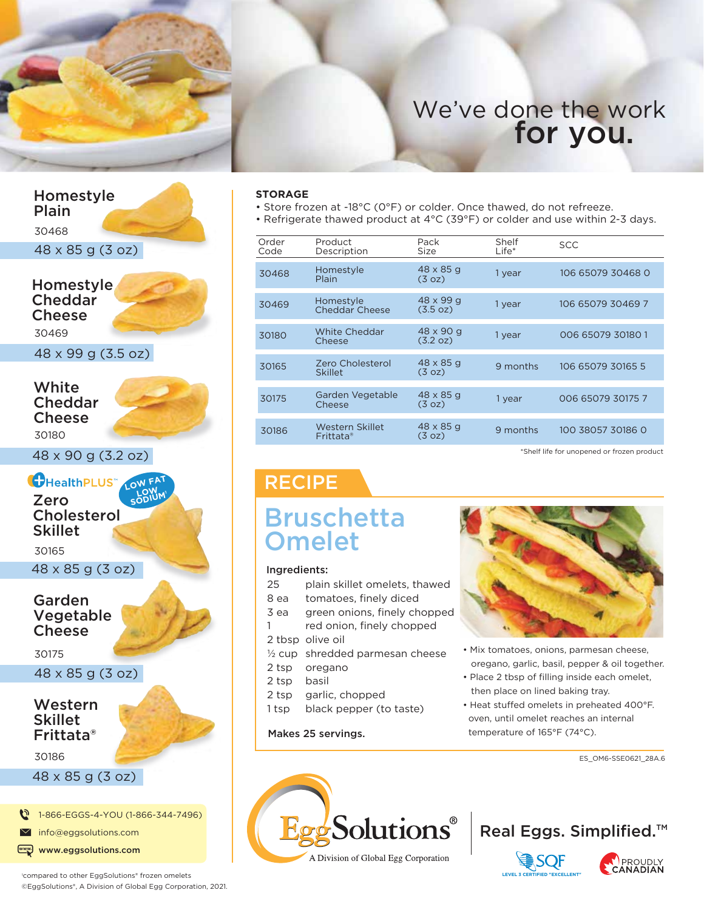# We've done the work **for you.**

## Homestyle Plain

30468

48 x 85 g (3 oz)

## Homestyle Cheddar Cheese

30469

48 x 99 g (3.5 oz)

## White Cheddar Cheese

30180

48 x 90 g (3.2 oz)

HealthPLUS™ LOW FAT LOW SODIUM[1]

## Zero Cholesterol Skillet

30165

48 x 85 g (3 oz)

## Garden Vegetable Cheese

30175

48 x 85 g (3 oz)

## Western Skillet Frittata®

30186

48 x 85 g (3 oz)

1-866-EGGS-4-YOU (1-866-344-7496)

info@eggsolutions.com

**www.eggsolutions.com**

[1]compared to other EggSolutions® frozen omelets

©EggSolutions®, A Division of Global Egg Corporation, 2021.

**STORAGE**

- Store frozen at -18°C (0°F) or colder. Once thawed, do not refreeze.
- Refrigerate thawed product at 4°C (39°F) or colder and use within 2-3 days.

| Order Code | Product Description | Pack Size | Shelf Life* | SCC |
|---|---|---|---|---|
| 30468 | Homestyle Plain | 48 x 85 g (3 oz) | 1 year | 106 65079 30468 0 |
| 30469 | Homestyle Cheddar Cheese | 48 x 99 g (3.5 oz) | 1 year | 106 65079 30469 7 |
| 30180 | White Cheddar Cheese | 48 x 90 g (3.2 oz) | 1 year | 006 65079 30180 1 |
| 30165 | Zero Cholesterol Skillet | 48 x 85 g (3 oz) | 9 months | 106 65079 30165 5 |
| 30175 | Garden Vegetable Cheese | 48 x 85 g (3 oz) | 1 year | 006 65079 30175 7 |
| 30186 | Western Skillet Frittata® | 48 x 85 g (3 oz) | 9 months | 100 38057 30186 0 |

*Shelf life for unopened or frozen product

## RECIPE

## Bruschetta Omelet

**Ingredients:**

| | |
|---|---|
| 25 | plain skillet omelets, thawed |
| 8 ea | tomatoes, finely diced |
| 3 ea | green onions, finely chopped |
| 1 | red onion, finely chopped |
| 2 tbsp | olive oil |
| ½ cup | shredded parmesan cheese |
| 2 tsp | oregano |
| 2 tsp | basil |
| 2 tsp | garlic, chopped |
| 1 tsp | black pepper (to taste) |

**Makes 25 servings.**

- Mix tomatoes, onions, parmesan cheese, oregano, garlic, basil, pepper & oil together.
- Place 2 tbsp of filling inside each omelet, then place on lined baking tray.
- Heat stuffed omelets in preheated 400°F. oven, until omelet reaches an internal temperature of 165°F (74°C).

ES_OM6-SSE0621_28A.6

EggSolutions® A Division of Global Egg Corporation

Real Eggs. Simplified.™

SQF LEVEL 3 CERTIFIED "EXCELLENT"

PROUDLY CANADIAN